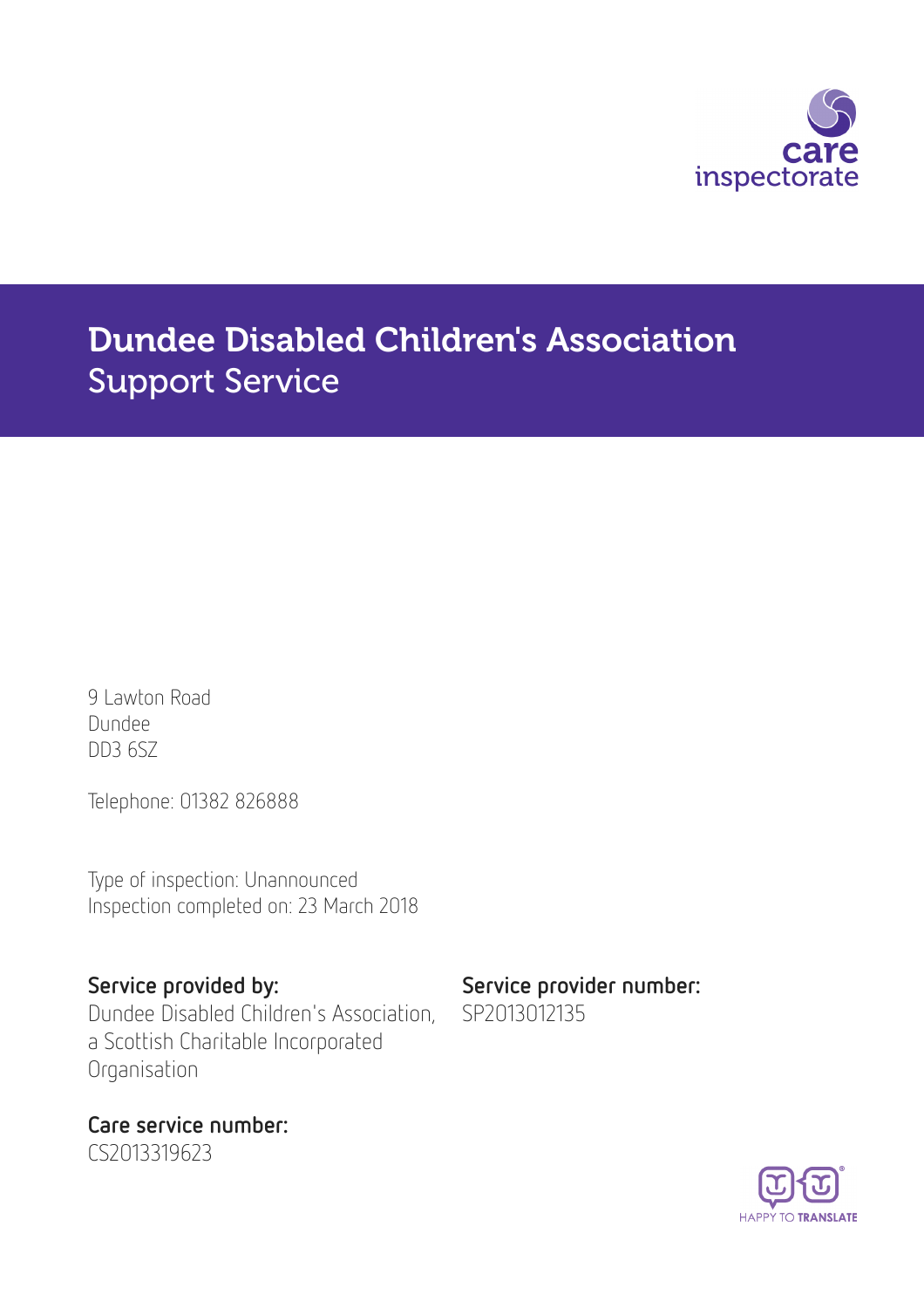# Dundee Disabled Children's Association
## Support Service

9 Lawton Road
Dundee
DD3 6SZ

Telephone: 01382 826888

Type of inspection: Unannounced
Inspection completed on: 23 March 2018

**Service provided by:**
Dundee Disabled Children's Association, a Scottish Charitable Incorporated Organisation

**Service provider number:**
SP2013012135

**Care service number:**
CS2013319623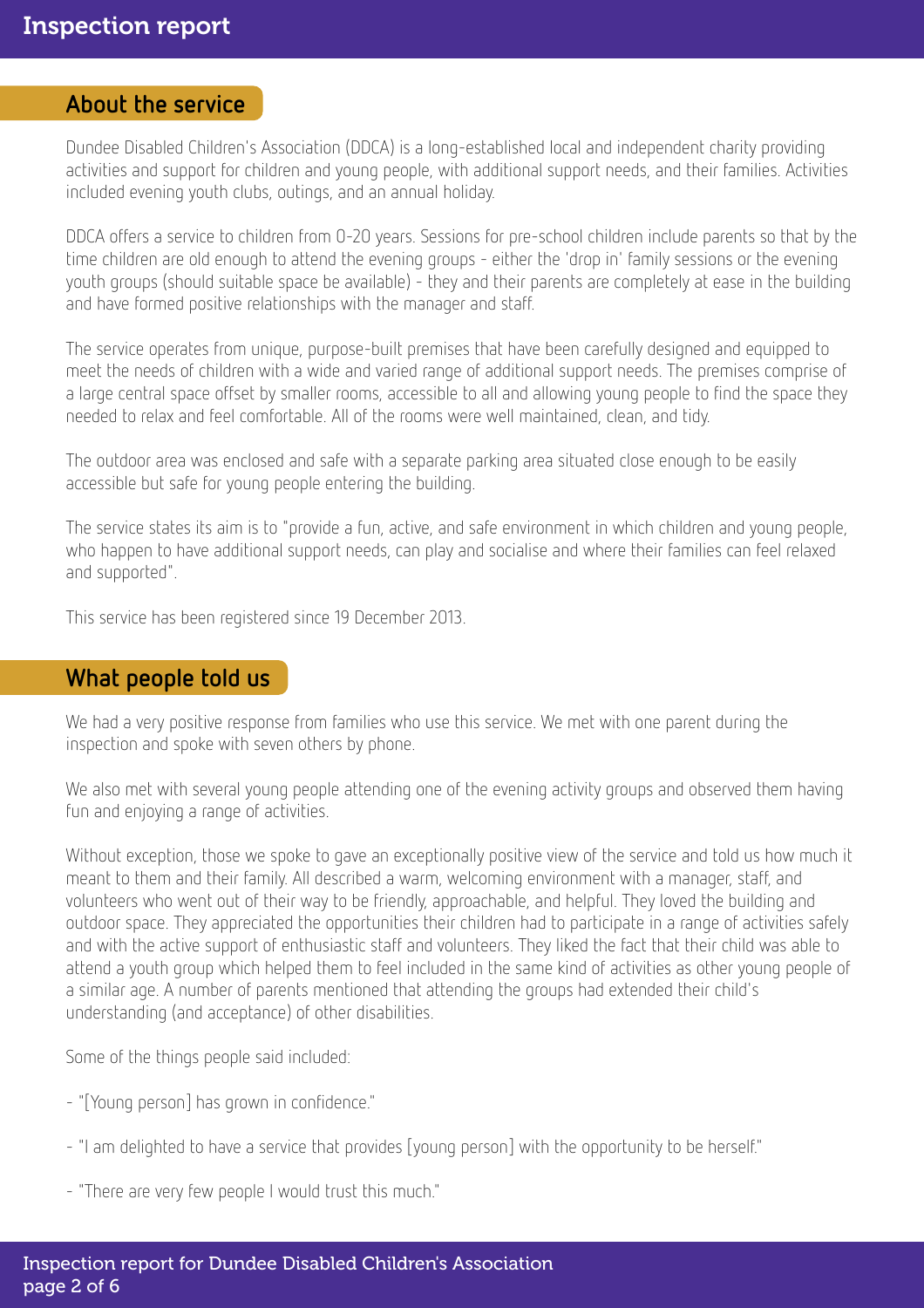## About the service

Dundee Disabled Children's Association (DDCA) is a long-established local and independent charity providing activities and support for children and young people, with additional support needs, and their families. Activities included evening youth clubs, outings, and an annual holiday.

DDCA offers a service to children from 0-20 years. Sessions for pre-school children include parents so that by the time children are old enough to attend the evening groups - either the 'drop in' family sessions or the evening youth groups (should suitable space be available) - they and their parents are completely at ease in the building and have formed positive relationships with the manager and staff.

The service operates from unique, purpose-built premises that have been carefully designed and equipped to meet the needs of children with a wide and varied range of additional support needs. The premises comprise of a large central space offset by smaller rooms, accessible to all and allowing young people to find the space they needed to relax and feel comfortable. All of the rooms were well maintained, clean, and tidy.

The outdoor area was enclosed and safe with a separate parking area situated close enough to be easily accessible but safe for young people entering the building.

The service states its aim is to "provide a fun, active, and safe environment in which children and young people, who happen to have additional support needs, can play and socialise and where their families can feel relaxed and supported".

This service has been registered since 19 December 2013.

## What people told us

We had a very positive response from families who use this service. We met with one parent during the inspection and spoke with seven others by phone.

We also met with several young people attending one of the evening activity groups and observed them having fun and enjoying a range of activities.

Without exception, those we spoke to gave an exceptionally positive view of the service and told us how much it meant to them and their family. All described a warm, welcoming environment with a manager, staff, and volunteers who went out of their way to be friendly, approachable, and helpful. They loved the building and outdoor space. They appreciated the opportunities their children had to participate in a range of activities safely and with the active support of enthusiastic staff and volunteers. They liked the fact that their child was able to attend a youth group which helped them to feel included in the same kind of activities as other young people of a similar age. A number of parents mentioned that attending the groups had extended their child's understanding (and acceptance) of other disabilities.

Some of the things people said included:

- "[Young person] has grown in confidence."

- "I am delighted to have a service that provides [young person] with the opportunity to be herself."

- "There are very few people I would trust this much."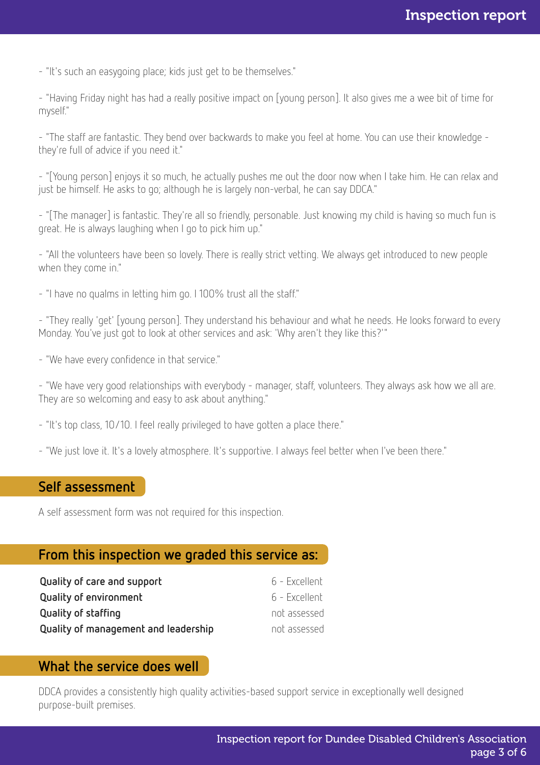- "It's such an easygoing place; kids just get to be themselves."

- "Having Friday night has had a really positive impact on [young person]. It also gives me a wee bit of time for myself."

- "The staff are fantastic. They bend over backwards to make you feel at home. You can use their knowledge - they're full of advice if you need it."

- "[Young person] enjoys it so much, he actually pushes me out the door now when I take him. He can relax and just be himself. He asks to go; although he is largely non-verbal, he can say DDCA."

- "[The manager] is fantastic. They're all so friendly, personable. Just knowing my child is having so much fun is great. He is always laughing when I go to pick him up."

- "All the volunteers have been so lovely. There is really strict vetting. We always get introduced to new people when they come in."

- "I have no qualms in letting him go. I 100% trust all the staff."

- "They really 'get' [young person]. They understand his behaviour and what he needs. He looks forward to every Monday. You've just got to look at other services and ask: 'Why aren't they like this?'"

- "We have every confidence in that service."

- "We have very good relationships with everybody - manager, staff, volunteers. They always ask how we all are. They are so welcoming and easy to ask about anything."

- "It's top class, 10/10. I feel really privileged to have gotten a place there."

- "We just love it. It's a lovely atmosphere. It's supportive. I always feel better when I've been there."

## Self assessment

A self assessment form was not required for this inspection.

## From this inspection we graded this service as:

| | |
|---|---|
| **Quality of care and support** | 6 - Excellent |
| **Quality of environment** | 6 - Excellent |
| **Quality of staffing** | not assessed |
| **Quality of management and leadership** | not assessed |

## What the service does well

DDCA provides a consistently high quality activities-based support service in exceptionally well designed purpose-built premises.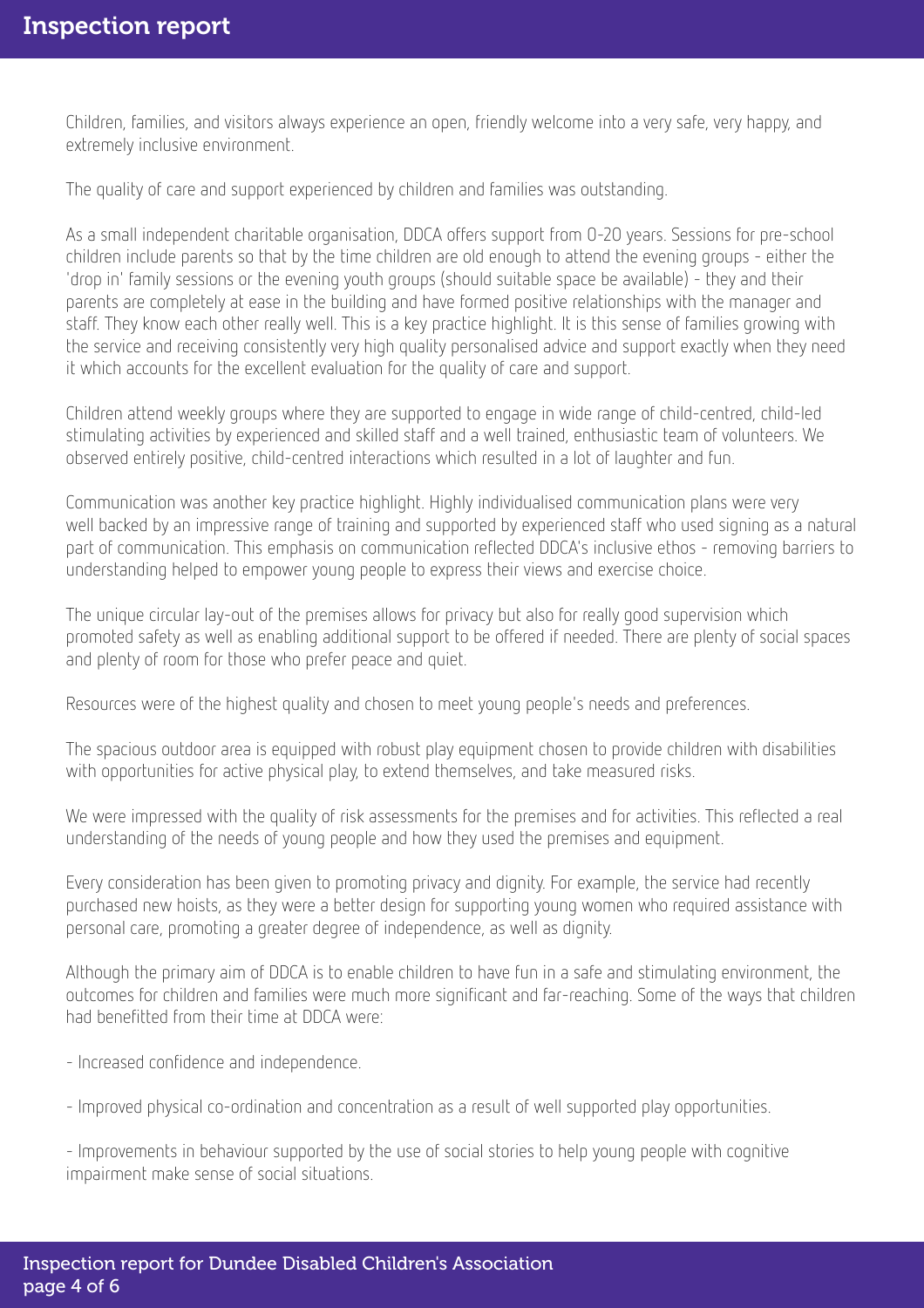Children, families, and visitors always experience an open, friendly welcome into a very safe, very happy, and extremely inclusive environment.

The quality of care and support experienced by children and families was outstanding.

As a small independent charitable organisation, DDCA offers support from 0-20 years. Sessions for pre-school children include parents so that by the time children are old enough to attend the evening groups - either the 'drop in' family sessions or the evening youth groups (should suitable space be available) - they and their parents are completely at ease in the building and have formed positive relationships with the manager and staff. They know each other really well. This is a key practice highlight. It is this sense of families growing with the service and receiving consistently very high quality personalised advice and support exactly when they need it which accounts for the excellent evaluation for the quality of care and support.

Children attend weekly groups where they are supported to engage in wide range of child-centred, child-led stimulating activities by experienced and skilled staff and a well trained, enthusiastic team of volunteers. We observed entirely positive, child-centred interactions which resulted in a lot of laughter and fun.

Communication was another key practice highlight. Highly individualised communication plans were very well backed by an impressive range of training and supported by experienced staff who used signing as a natural part of communication. This emphasis on communication reflected DDCA's inclusive ethos - removing barriers to understanding helped to empower young people to express their views and exercise choice.

The unique circular lay-out of the premises allows for privacy but also for really good supervision which promoted safety as well as enabling additional support to be offered if needed. There are plenty of social spaces and plenty of room for those who prefer peace and quiet.

Resources were of the highest quality and chosen to meet young people's needs and preferences.

The spacious outdoor area is equipped with robust play equipment chosen to provide children with disabilities with opportunities for active physical play, to extend themselves, and take measured risks.

We were impressed with the quality of risk assessments for the premises and for activities. This reflected a real understanding of the needs of young people and how they used the premises and equipment.

Every consideration has been given to promoting privacy and dignity. For example, the service had recently purchased new hoists, as they were a better design for supporting young women who required assistance with personal care, promoting a greater degree of independence, as well as dignity.

Although the primary aim of DDCA is to enable children to have fun in a safe and stimulating environment, the outcomes for children and families were much more significant and far-reaching. Some of the ways that children had benefitted from their time at DDCA were:

- Increased confidence and independence.

- Improved physical co-ordination and concentration as a result of well supported play opportunities.

- Improvements in behaviour supported by the use of social stories to help young people with cognitive impairment make sense of social situations.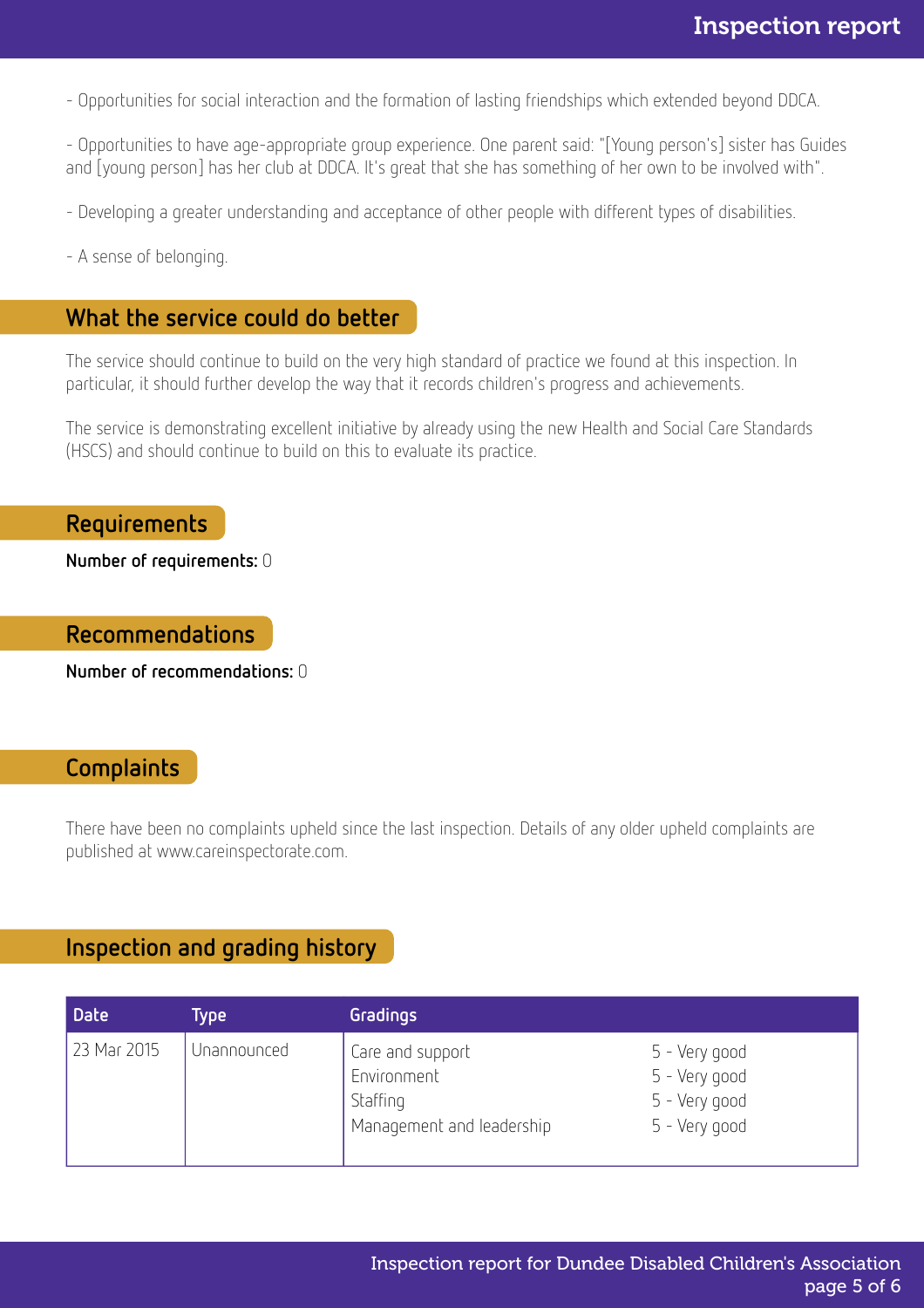- Opportunities for social interaction and the formation of lasting friendships which extended beyond DDCA.

- Opportunities to have age-appropriate group experience. One parent said: "[Young person's] sister has Guides and [young person] has her club at DDCA. It's great that she has something of her own to be involved with".

- Developing a greater understanding and acceptance of other people with different types of disabilities.

- A sense of belonging.

## What the service could do better

The service should continue to build on the very high standard of practice we found at this inspection. In particular, it should further develop the way that it records children's progress and achievements.

The service is demonstrating excellent initiative by already using the new Health and Social Care Standards (HSCS) and should continue to build on this to evaluate its practice.

## Requirements

**Number of requirements:** 0

## Recommendations

**Number of recommendations:** 0

## Complaints

There have been no complaints upheld since the last inspection. Details of any older upheld complaints are published at www.careinspectorate.com.

## Inspection and grading history

| Date | Type | Gradings | |
|---|---|---|---|
| 23 Mar 2015 | Unannounced | Care and support<br>Environment<br>Staffing<br>Management and leadership | 5 - Very good<br>5 - Very good<br>5 - Very good<br>5 - Very good |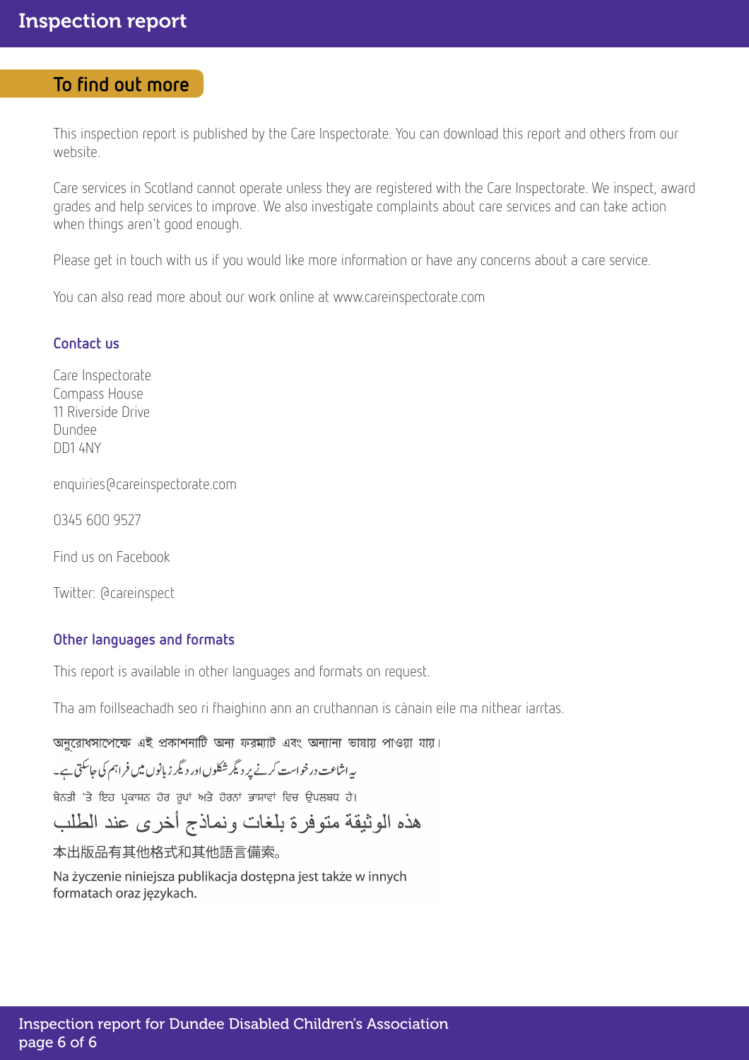## To find out more

This inspection report is published by the Care Inspectorate. You can download this report and others from our website.

Care services in Scotland cannot operate unless they are registered with the Care Inspectorate. We inspect, award grades and help services to improve. We also investigate complaints about care services and can take action when things aren't good enough.

Please get in touch with us if you would like more information or have any concerns about a care service.

You can also read more about our work online at www.careinspectorate.com

### Contact us

Care Inspectorate
Compass House
11 Riverside Drive
Dundee
DD1 4NY

enquiries@careinspectorate.com

0345 600 9527

Find us on Facebook

Twitter: @careinspect

### Other languages and formats

This report is available in other languages and formats on request.

Tha am foillseachadh seo ri fhaighinn ann an cruthannan is cànain eile ma nithear iarrtas.

অনুরোধসাপেক্ষে এই প্রকাশনাটি অন্য ফরম্যাট এবং অন্যান্য ভাষায় পাওয়া যায়।

یہ اشاعت درخواست کرنے پر دیگر شکلوں اور دیگر زبانوں میں فراہم کی جاسکتی ہے۔

ਬੇਨਤੀ 'ਤੇ ਇਹ ਪ੍ਰਕਾਸ਼ਨ ਹੋਰ ਰੂਪਾਂ ਅਤੇ ਹੋਰਨਾਂ ਭਾਸ਼ਾਵਾਂ ਵਿਚ ਉਪਲਬਧ ਹੈ।

هذه الوثيقة متوفرة بلغات ونماذج أخرى عند الطلب

本出版品有其他格式和其他語言備索。

Na życzenie niniejsza publikacja dostępna jest także w innych formatach oraz językach.